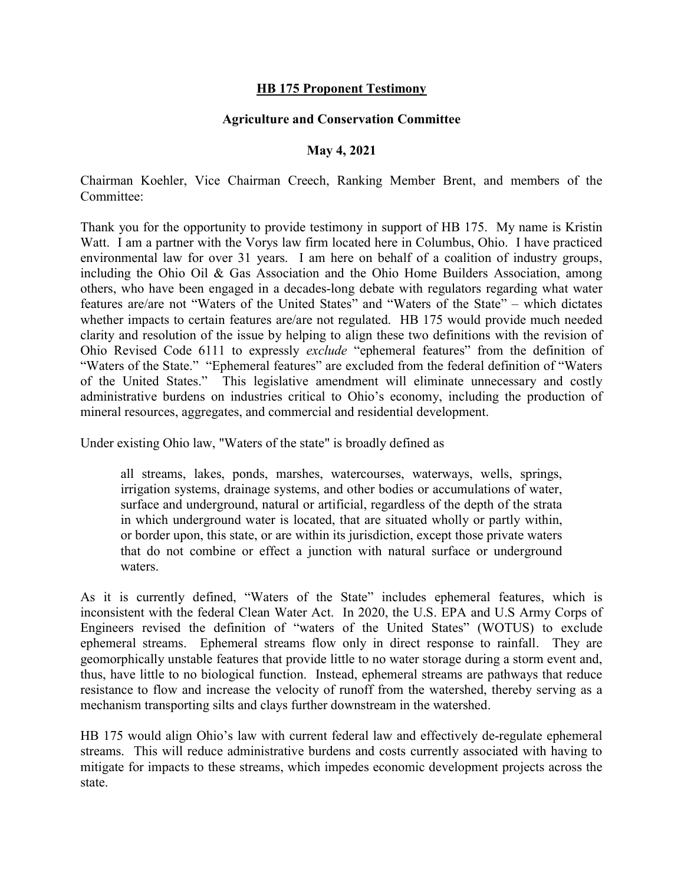**HB 175 Proponent Testimony**

**Agriculture and Conservation Committee**

**May 4, 2021**

Chairman Koehler, Vice Chairman Creech, Ranking Member Brent, and members of the Committee:

Thank you for the opportunity to provide testimony in support of HB 175. My name is Kristin Watt. I am a partner with the Vorys law firm located here in Columbus, Ohio. I have practiced environmental law for over 31 years. I am here on behalf of a coalition of industry groups, including the Ohio Oil & Gas Association and the Ohio Home Builders Association, among others, who have been engaged in a decades-long debate with regulators regarding what water features are/are not "Waters of the United States" and "Waters of the State" – which dictates whether impacts to certain features are/are not regulated. HB 175 would provide much needed clarity and resolution of the issue by helping to align these two definitions with the revision of Ohio Revised Code 6111 to expressly *exclude* "ephemeral features" from the definition of "Waters of the State." "Ephemeral features" are excluded from the federal definition of "Waters of the United States." This legislative amendment will eliminate unnecessary and costly administrative burdens on industries critical to Ohio's economy, including the production of mineral resources, aggregates, and commercial and residential development.

Under existing Ohio law, "Waters of the state" is broadly defined as

> all streams, lakes, ponds, marshes, watercourses, waterways, wells, springs, irrigation systems, drainage systems, and other bodies or accumulations of water, surface and underground, natural or artificial, regardless of the depth of the strata in which underground water is located, that are situated wholly or partly within, or border upon, this state, or are within its jurisdiction, except those private waters that do not combine or effect a junction with natural surface or underground waters.

As it is currently defined, "Waters of the State" includes ephemeral features, which is inconsistent with the federal Clean Water Act. In 2020, the U.S. EPA and U.S Army Corps of Engineers revised the definition of "waters of the United States" (WOTUS) to exclude ephemeral streams. Ephemeral streams flow only in direct response to rainfall. They are geomorphically unstable features that provide little to no water storage during a storm event and, thus, have little to no biological function. Instead, ephemeral streams are pathways that reduce resistance to flow and increase the velocity of runoff from the watershed, thereby serving as a mechanism transporting silts and clays further downstream in the watershed.

HB 175 would align Ohio's law with current federal law and effectively de-regulate ephemeral streams. This will reduce administrative burdens and costs currently associated with having to mitigate for impacts to these streams, which impedes economic development projects across the state.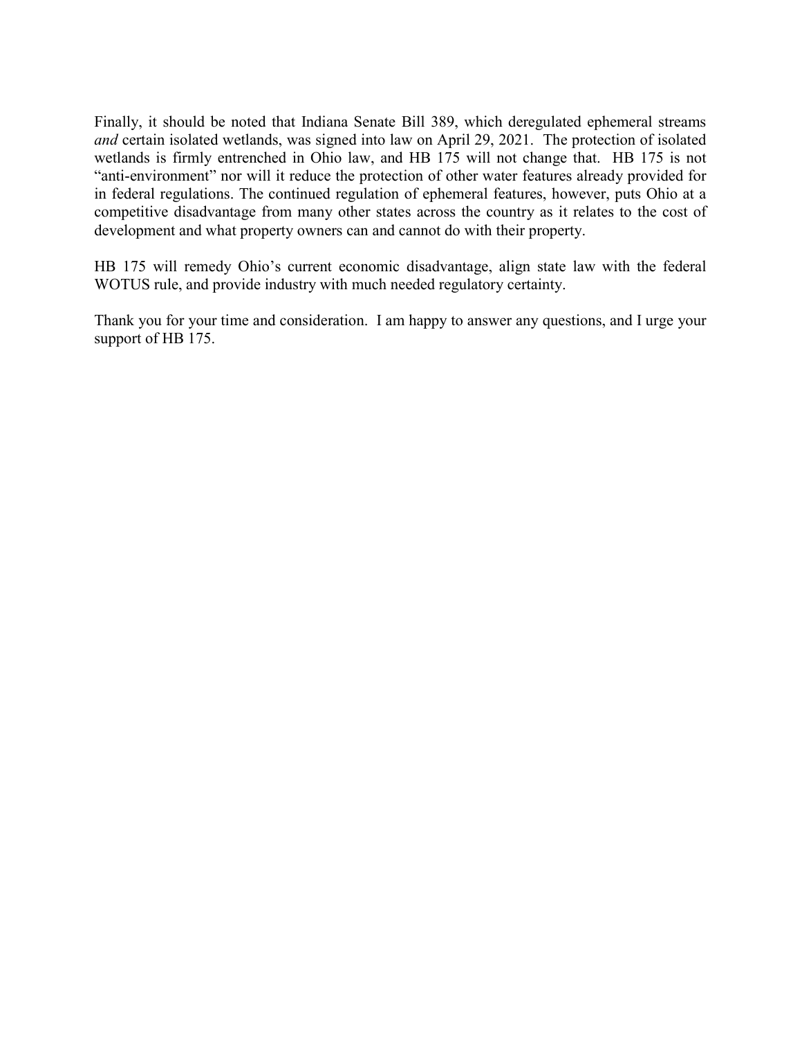Finally, it should be noted that Indiana Senate Bill 389, which deregulated ephemeral streams *and* certain isolated wetlands, was signed into law on April 29, 2021. The protection of isolated wetlands is firmly entrenched in Ohio law, and HB 175 will not change that. HB 175 is not "anti-environment" nor will it reduce the protection of other water features already provided for in federal regulations. The continued regulation of ephemeral features, however, puts Ohio at a competitive disadvantage from many other states across the country as it relates to the cost of development and what property owners can and cannot do with their property.

HB 175 will remedy Ohio's current economic disadvantage, align state law with the federal WOTUS rule, and provide industry with much needed regulatory certainty.

Thank you for your time and consideration. I am happy to answer any questions, and I urge your support of HB 175.